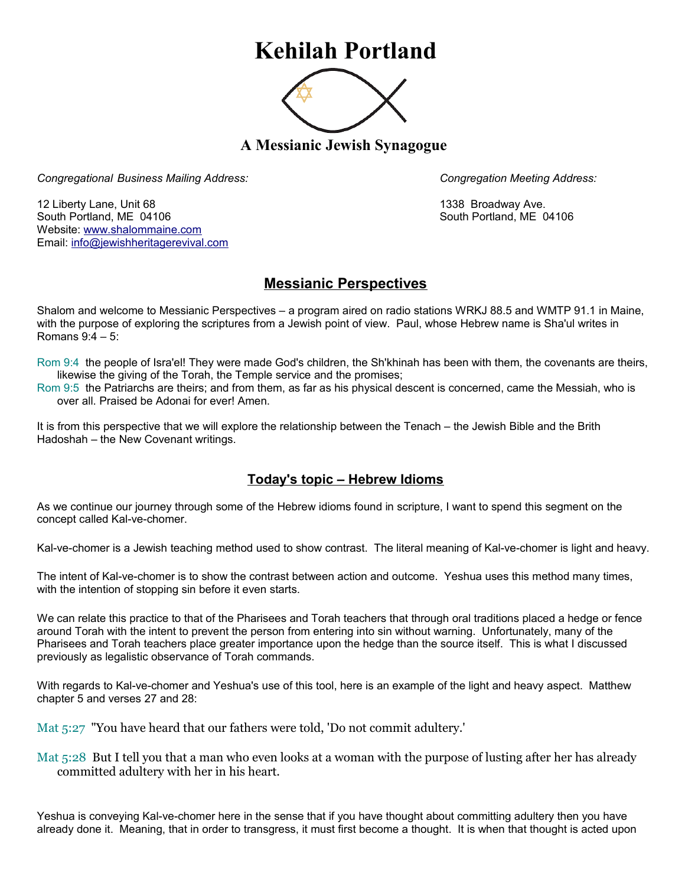# Kehilah Portland

## A Messianic Jewish Synagogue

*Congregational Business Mailing Address:*

12 Liberty Lane, Unit 68
South Portland, ME 04106
Website: www.shalommaine.com
Email: info@jewishheritagerevival.com

*Congregation Meeting Address:*

1338 Broadway Ave.
South Portland, ME 04106

## Messianic Perspectives

Shalom and welcome to Messianic Perspectives – a program aired on radio stations WRKJ 88.5 and WMTP 91.1 in Maine, with the purpose of exploring the scriptures from a Jewish point of view. Paul, whose Hebrew name is Sha'ul writes in Romans 9:4 – 5:

Rom 9:4 the people of Isra'el! They were made God's children, the Sh'khinah has been with them, the covenants are theirs, likewise the giving of the Torah, the Temple service and the promises;
Rom 9:5 the Patriarchs are theirs; and from them, as far as his physical descent is concerned, came the Messiah, who is over all. Praised be Adonai for ever! Amen.

It is from this perspective that we will explore the relationship between the Tenach – the Jewish Bible and the Brith Hadoshah – the New Covenant writings.

## Today's topic – Hebrew Idioms

As we continue our journey through some of the Hebrew idioms found in scripture, I want to spend this segment on the concept called Kal-ve-chomer.

Kal-ve-chomer is a Jewish teaching method used to show contrast. The literal meaning of Kal-ve-chomer is light and heavy.

The intent of Kal-ve-chomer is to show the contrast between action and outcome. Yeshua uses this method many times, with the intention of stopping sin before it even starts.

We can relate this practice to that of the Pharisees and Torah teachers that through oral traditions placed a hedge or fence around Torah with the intent to prevent the person from entering into sin without warning. Unfortunately, many of the Pharisees and Torah teachers place greater importance upon the hedge than the source itself. This is what I discussed previously as legalistic observance of Torah commands.

With regards to Kal-ve-chomer and Yeshua's use of this tool, here is an example of the light and heavy aspect. Matthew chapter 5 and verses 27 and 28:

Mat 5:27 "You have heard that our fathers were told, 'Do not commit adultery.'

Mat 5:28 But I tell you that a man who even looks at a woman with the purpose of lusting after her has already committed adultery with her in his heart.

Yeshua is conveying Kal-ve-chomer here in the sense that if you have thought about committing adultery then you have already done it. Meaning, that in order to transgress, it must first become a thought. It is when that thought is acted upon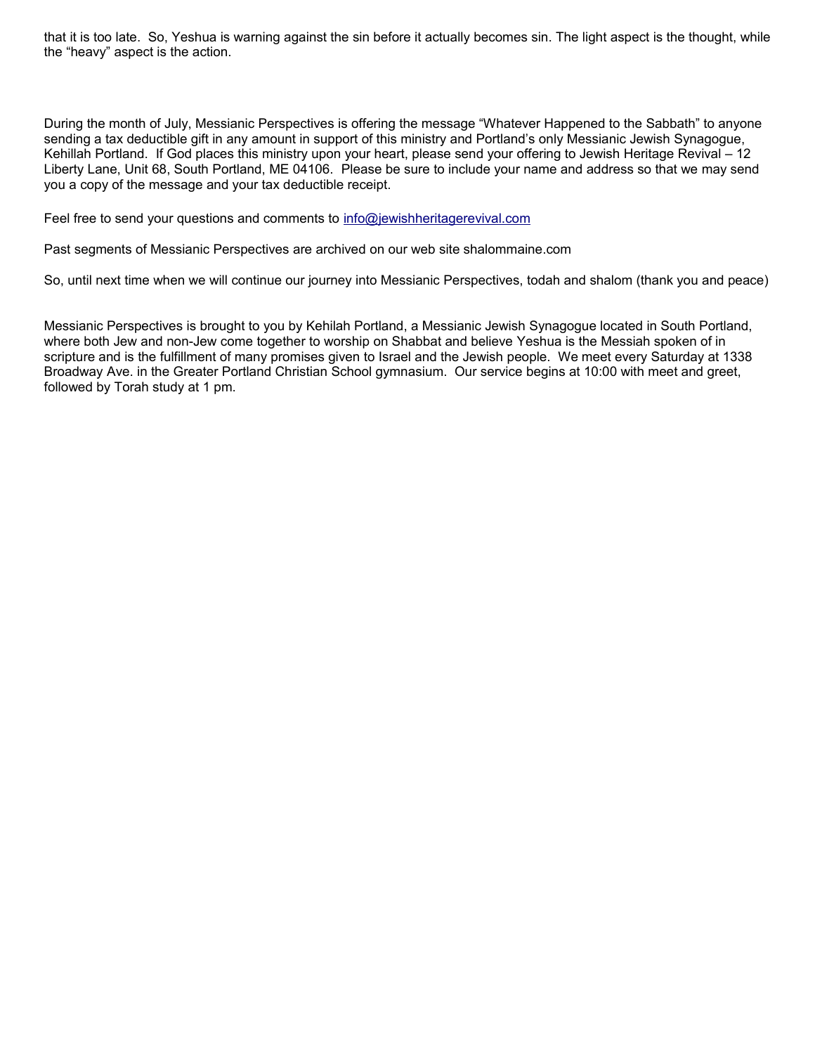that it is too late. So, Yeshua is warning against the sin before it actually becomes sin. The light aspect is the thought, while the "heavy" aspect is the action.

During the month of July, Messianic Perspectives is offering the message "Whatever Happened to the Sabbath" to anyone sending a tax deductible gift in any amount in support of this ministry and Portland's only Messianic Jewish Synagogue, Kehillah Portland. If God places this ministry upon your heart, please send your offering to Jewish Heritage Revival – 12 Liberty Lane, Unit 68, South Portland, ME 04106. Please be sure to include your name and address so that we may send you a copy of the message and your tax deductible receipt.

Feel free to send your questions and comments to info@jewishheritagerevival.com

Past segments of Messianic Perspectives are archived on our web site shalommaine.com

So, until next time when we will continue our journey into Messianic Perspectives, todah and shalom (thank you and peace)

Messianic Perspectives is brought to you by Kehilah Portland, a Messianic Jewish Synagogue located in South Portland, where both Jew and non-Jew come together to worship on Shabbat and believe Yeshua is the Messiah spoken of in scripture and is the fulfillment of many promises given to Israel and the Jewish people. We meet every Saturday at 1338 Broadway Ave. in the Greater Portland Christian School gymnasium. Our service begins at 10:00 with meet and greet, followed by Torah study at 1 pm.